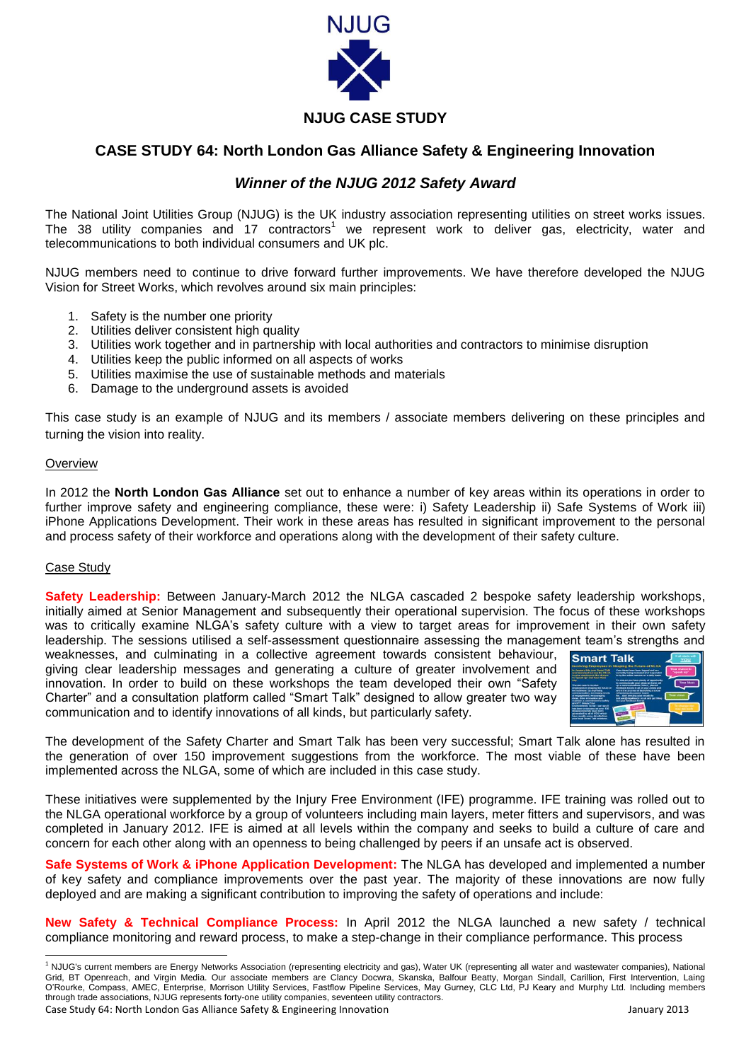NJUG

**NJUG CASE STUDY**

# CASE STUDY 64: North London Gas Alliance Safety & Engineering Innovation

## *Winner of the NJUG 2012 Safety Award*

The National Joint Utilities Group (NJUG) is the UK industry association representing utilities on street works issues. The 38 utility companies and 17 contractors[1] we represent work to deliver gas, electricity, water and telecommunications to both individual consumers and UK plc.

NJUG members need to continue to drive forward further improvements. We have therefore developed the NJUG Vision for Street Works, which revolves around six main principles:

1. Safety is the number one priority
2. Utilities deliver consistent high quality
3. Utilities work together and in partnership with local authorities and contractors to minimise disruption
4. Utilities keep the public informed on all aspects of works
5. Utilities maximise the use of sustainable methods and materials
6. Damage to the underground assets is avoided

This case study is an example of NJUG and its members / associate members delivering on these principles and turning the vision into reality.

### Overview

In 2012 the **North London Gas Alliance** set out to enhance a number of key areas within its operations in order to further improve safety and engineering compliance, these were: i) Safety Leadership ii) Safe Systems of Work iii) iPhone Applications Development. Their work in these areas has resulted in significant improvement to the personal and process safety of their workforce and operations along with the development of their safety culture.

### Case Study

**Safety Leadership:** Between January-March 2012 the NLGA cascaded 2 bespoke safety leadership workshops, initially aimed at Senior Management and subsequently their operational supervision. The focus of these workshops was to critically examine NLGA's safety culture with a view to target areas for improvement in their own safety leadership. The sessions utilised a self-assessment questionnaire assessing the management team's strengths and weaknesses, and culminating in a collective agreement towards consistent behaviour, giving clear leadership messages and generating a culture of greater involvement and innovation. In order to build on these workshops the team developed their own "Safety Charter" and a consultation platform called "Smart Talk" designed to allow greater two way communication and to identify innovations of all kinds, but particularly safety.

The development of the Safety Charter and Smart Talk has been very successful; Smart Talk alone has resulted in the generation of over 150 improvement suggestions from the workforce. The most viable of these have been implemented across the NLGA, some of which are included in this case study.

These initiatives were supplemented by the Injury Free Environment (IFE) programme. IFE training was rolled out to the NLGA operational workforce by a group of volunteers including main layers, meter fitters and supervisors, and was completed in January 2012. IFE is aimed at all levels within the company and seeks to build a culture of care and concern for each other along with an openness to being challenged by peers if an unsafe act is observed.

**Safe Systems of Work & iPhone Application Development:** The NLGA has developed and implemented a number of key safety and compliance improvements over the past year. The majority of these innovations are now fully deployed and are making a significant contribution to improving the safety of operations and include:

**New Safety & Technical Compliance Process:** In April 2012 the NLGA launched a new safety / technical compliance monitoring and reward process, to make a step-change in their compliance performance. This process

---

[1] NJUG's current members are Energy Networks Association (representing electricity and gas), Water UK (representing all water and wastewater companies), National Grid, BT Openreach, and Virgin Media. Our associate members are Clancy Docwra, Skanska, Balfour Beatty, Morgan Sindall, Carillion, First Intervention, Laing O'Rourke, Compass, AMEC, Enterprise, Morrison Utility Services, Fastflow Pipeline Services, May Gurney, CLC Ltd, PJ Keary and Murphy Ltd. Including members through trade associations, NJUG represents forty-one utility companies, seventeen utility contractors.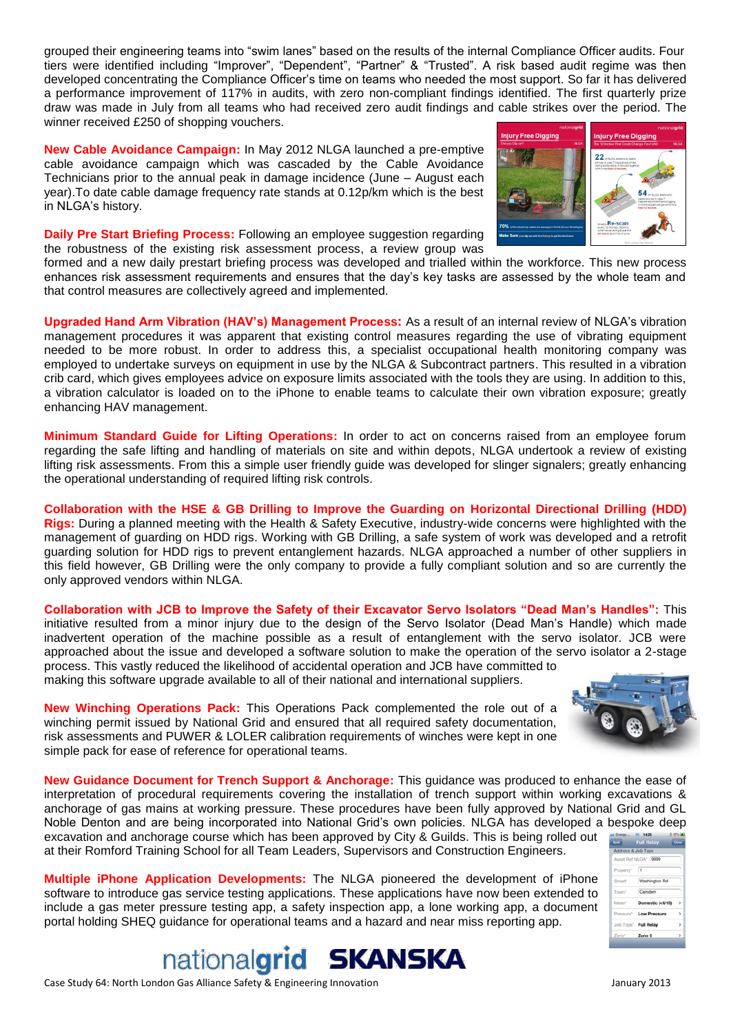grouped their engineering teams into "swim lanes" based on the results of the internal Compliance Officer audits. Four tiers were identified including "Improver", "Dependent", "Partner" & "Trusted". A risk based audit regime was then developed concentrating the Compliance Officer's time on teams who needed the most support. So far it has delivered a performance improvement of 117% in audits, with zero non-compliant findings identified. The first quarterly prize draw was made in July from all teams who had received zero audit findings and cable strikes over the period. The winner received £250 of shopping vouchers.

**New Cable Avoidance Campaign:** In May 2012 NLGA launched a pre-emptive cable avoidance campaign which was cascaded by the Cable Avoidance Technicians prior to the annual peak in damage incidence (June – August each year).To date cable damage frequency rate stands at 0.12p/km which is the best in NLGA's history.

**Daily Pre Start Briefing Process:** Following an employee suggestion regarding the robustness of the existing risk assessment process, a review group was formed and a new daily prestart briefing process was developed and trialled within the workforce. This new process enhances risk assessment requirements and ensures that the day's key tasks are assessed by the whole team and that control measures are collectively agreed and implemented.

**Upgraded Hand Arm Vibration (HAV's) Management Process:** As a result of an internal review of NLGA's vibration management procedures it was apparent that existing control measures regarding the use of vibrating equipment needed to be more robust. In order to address this, a specialist occupational health monitoring company was employed to undertake surveys on equipment in use by the NLGA & Subcontract partners. This resulted in a vibration crib card, which gives employees advice on exposure limits associated with the tools they are using. In addition to this, a vibration calculator is loaded on to the iPhone to enable teams to calculate their own vibration exposure; greatly enhancing HAV management.

**Minimum Standard Guide for Lifting Operations:** In order to act on concerns raised from an employee forum regarding the safe lifting and handling of materials on site and within depots, NLGA undertook a review of existing lifting risk assessments. From this a simple user friendly guide was developed for slinger signalers; greatly enhancing the operational understanding of required lifting risk controls.

**Collaboration with the HSE & GB Drilling to Improve the Guarding on Horizontal Directional Drilling (HDD) Rigs:** During a planned meeting with the Health & Safety Executive, industry-wide concerns were highlighted with the management of guarding on HDD rigs. Working with GB Drilling, a safe system of work was developed and a retrofit guarding solution for HDD rigs to prevent entanglement hazards. NLGA approached a number of other suppliers in this field however, GB Drilling were the only company to provide a fully compliant solution and so are currently the only approved vendors within NLGA.

**Collaboration with JCB to Improve the Safety of their Excavator Servo Isolators "Dead Man's Handles":** This initiative resulted from a minor injury due to the design of the Servo Isolator (Dead Man's Handle) which made inadvertent operation of the machine possible as a result of entanglement with the servo isolator. JCB were approached about the issue and developed a software solution to make the operation of the servo isolator a 2-stage process. This vastly reduced the likelihood of accidental operation and JCB have committed to making this software upgrade available to all of their national and international suppliers.

**New Winching Operations Pack:** This Operations Pack complemented the role out of a winching permit issued by National Grid and ensured that all required safety documentation, risk assessments and PUWER & LOLER calibration requirements of winches were kept in one simple pack for ease of reference for operational teams.

**New Guidance Document for Trench Support & Anchorage:** This guidance was produced to enhance the ease of interpretation of procedural requirements covering the installation of trench support within working excavations & anchorage of gas mains at working pressure. These procedures have been fully approved by National Grid and GL Noble Denton and are being incorporated into National Grid's own policies. NLGA has developed a bespoke deep excavation and anchorage course which has been approved by City & Guilds. This is being rolled out at their Romford Training School for all Team Leaders, Supervisors and Construction Engineers.

**Multiple iPhone Application Developments:** The NLGA pioneered the development of iPhone software to introduce gas service testing applications. These applications have now been extended to include a gas meter pressure testing app, a safety inspection app, a lone working app, a document portal holding SHEQ guidance for operational teams and a hazard and near miss reporting app.

nationalgrid SKANSKA

Case Study 64: North London Gas Alliance Safety & Engineering Innovation

January 2013